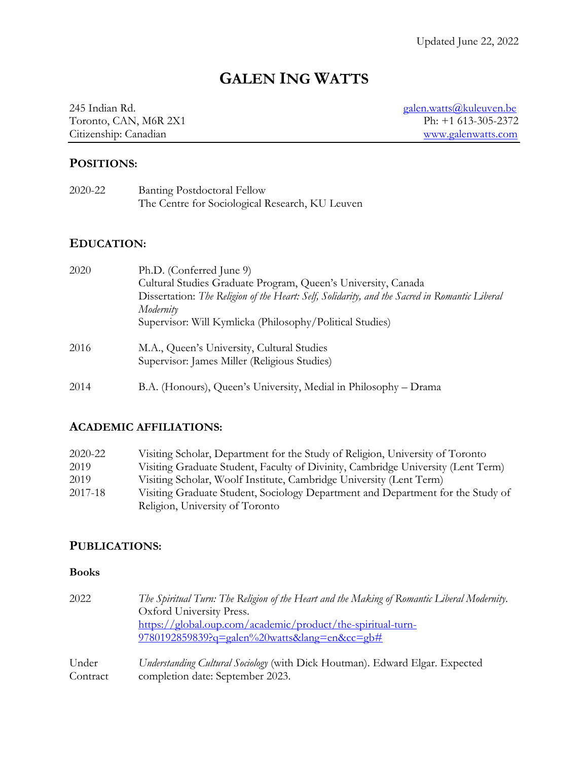Updated June 22, 2022

# GALEN ING WATTS

245 Indian Rd.
Toronto, CAN, M6R 2X1
Citizenship: Canadian

galen.watts@kuleuven.be
Ph: +1 613-305-2372
www.galenwatts.com

## POSITIONS:

2020-22 Banting Postdoctoral Fellow
The Centre for Sociological Research, KU Leuven

## EDUCATION:

2020 Ph.D. (Conferred June 9)
Cultural Studies Graduate Program, Queen's University, Canada
Dissertation: *The Religion of the Heart: Self, Solidarity, and the Sacred in Romantic Liberal Modernity*
Supervisor: Will Kymlicka (Philosophy/Political Studies)

2016 M.A., Queen's University, Cultural Studies
Supervisor: James Miller (Religious Studies)

2014 B.A. (Honours), Queen's University, Medial in Philosophy – Drama

## ACADEMIC AFFILIATIONS:

2020-22 Visiting Scholar, Department for the Study of Religion, University of Toronto
2019 Visiting Graduate Student, Faculty of Divinity, Cambridge University (Lent Term)
2019 Visiting Scholar, Woolf Institute, Cambridge University (Lent Term)
2017-18 Visiting Graduate Student, Sociology Department and Department for the Study of Religion, University of Toronto

## PUBLICATIONS:

### Books

2022 *The Spiritual Turn: The Religion of the Heart and the Making of Romantic Liberal Modernity*. Oxford University Press.
https://global.oup.com/academic/product/the-spiritual-turn-9780192859839?q=galen%20watts&lang=en&cc=gb#

Under Contract *Understanding Cultural Sociology* (with Dick Houtman). Edward Elgar. Expected completion date: September 2023.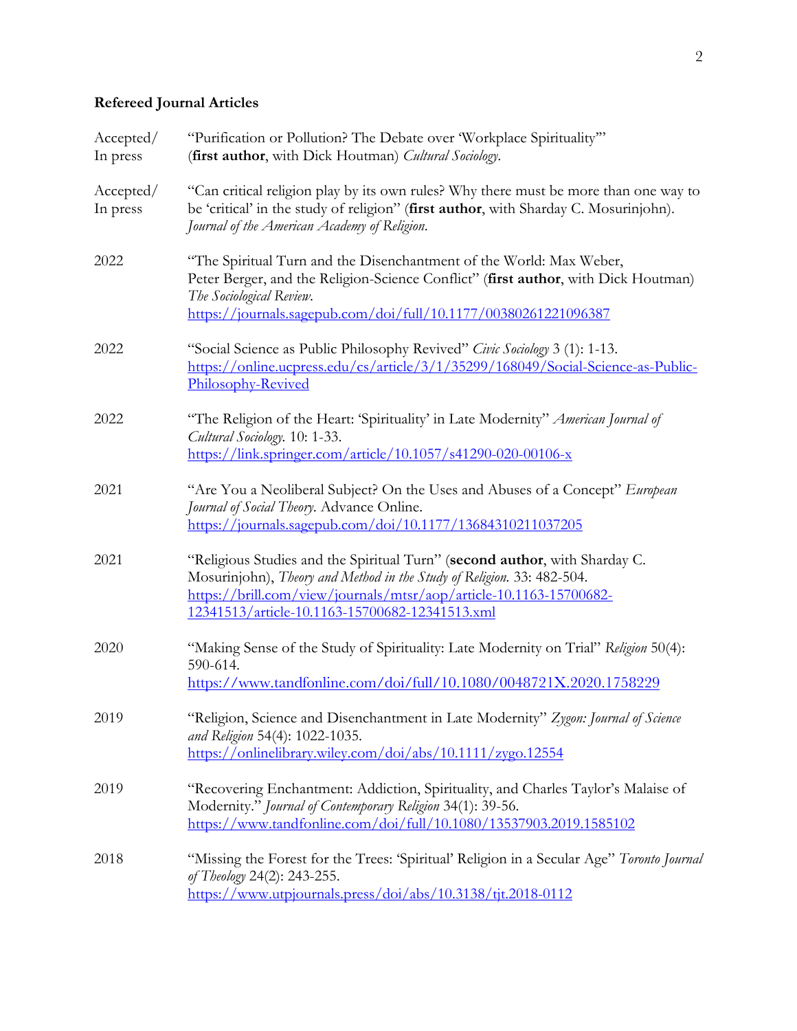### Refereed Journal Articles

Accepted/ In press — "Purification or Pollution? The Debate over 'Workplace Spirituality'" (**first author**, with Dick Houtman) *Cultural Sociology*.

Accepted/ In press — "Can critical religion play by its own rules? Why there must be more than one way to be 'critical' in the study of religion" (**first author**, with Sharday C. Mosurinjohn). *Journal of the American Academy of Religion*.

2022 — "The Spiritual Turn and the Disenchantment of the World: Max Weber, Peter Berger, and the Religion-Science Conflict" (**first author**, with Dick Houtman) *The Sociological Review*. https://journals.sagepub.com/doi/full/10.1177/00380261221096387

2022 — "Social Science as Public Philosophy Revived" *Civic Sociology* 3 (1): 1-13. https://online.ucpress.edu/cs/article/3/1/35299/168049/Social-Science-as-Public-Philosophy-Revived

2022 — "The Religion of the Heart: 'Spirituality' in Late Modernity" *American Journal of Cultural Sociology*. 10: 1-33. https://link.springer.com/article/10.1057/s41290-020-00106-x

2021 — "Are You a Neoliberal Subject? On the Uses and Abuses of a Concept" *European Journal of Social Theory*. Advance Online. https://journals.sagepub.com/doi/10.1177/13684310211037205

2021 — "Religious Studies and the Spiritual Turn" (**second author**, with Sharday C. Mosurinjohn), *Theory and Method in the Study of Religion*. 33: 482-504. https://brill.com/view/journals/mtsr/aop/article-10.1163-15700682-12341513/article-10.1163-15700682-12341513.xml

2020 — "Making Sense of the Study of Spirituality: Late Modernity on Trial" *Religion* 50(4): 590-614. https://www.tandfonline.com/doi/full/10.1080/0048721X.2020.1758229

2019 — "Religion, Science and Disenchantment in Late Modernity" *Zygon: Journal of Science and Religion* 54(4): 1022-1035. https://onlinelibrary.wiley.com/doi/abs/10.1111/zygo.12554

2019 — "Recovering Enchantment: Addiction, Spirituality, and Charles Taylor's Malaise of Modernity." *Journal of Contemporary Religion* 34(1): 39-56. https://www.tandfonline.com/doi/full/10.1080/13537903.2019.1585102

2018 — "Missing the Forest for the Trees: 'Spiritual' Religion in a Secular Age" *Toronto Journal of Theology* 24(2): 243-255. https://www.utpjournals.press/doi/abs/10.3138/tjt.2018-0112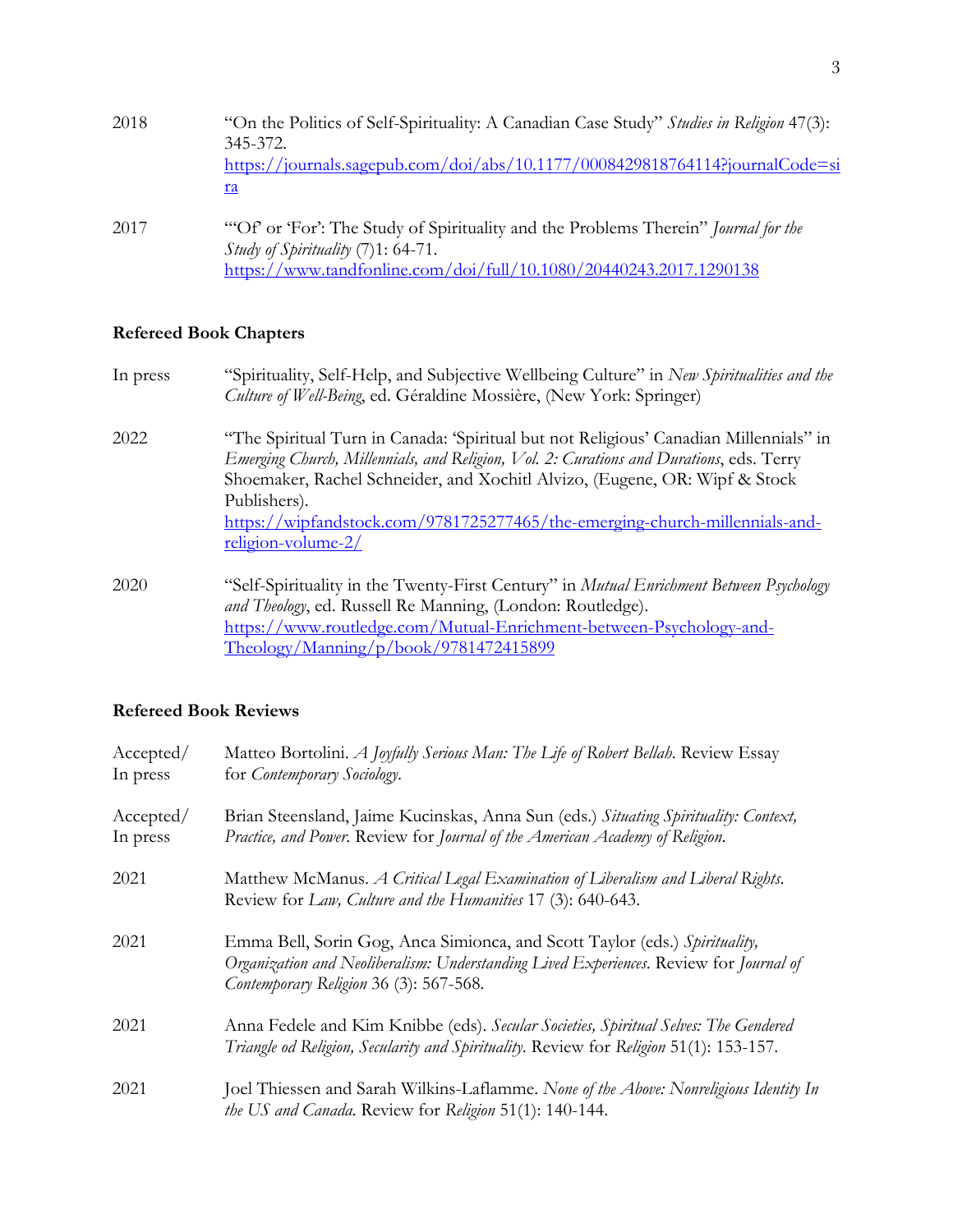2018 “On the Politics of Self-Spirituality: A Canadian Case Study” *Studies in Religion* 47(3): 345-372. https://journals.sagepub.com/doi/abs/10.1177/0008429818764114?journalCode=sira

2017 “‘Of’ or ‘For’: The Study of Spirituality and the Problems Therein” *Journal for the Study of Spirituality* (7)1: 64-71. https://www.tandfonline.com/doi/full/10.1080/20440243.2017.1290138

### Refereed Book Chapters

In press “Spirituality, Self-Help, and Subjective Wellbeing Culture” in *New Spiritualities and the Culture of Well-Being*, ed. Géraldine Mossière, (New York: Springer)

2022 “The Spiritual Turn in Canada: ‘Spiritual but not Religious’ Canadian Millennials” in *Emerging Church, Millennials, and Religion, Vol. 2: Curations and Durations*, eds. Terry Shoemaker, Rachel Schneider, and Xochitl Alvizo, (Eugene, OR: Wipf & Stock Publishers). https://wipfandstock.com/9781725277465/the-emerging-church-millennials-and-religion-volume-2/

2020 “Self-Spirituality in the Twenty-First Century” in *Mutual Enrichment Between Psychology and Theology*, ed. Russell Re Manning, (London: Routledge). https://www.routledge.com/Mutual-Enrichment-between-Psychology-and-Theology/Manning/p/book/9781472415899

### Refereed Book Reviews

Accepted/ In press Matteo Bortolini. *A Joyfully Serious Man: The Life of Robert Bellah*. Review Essay for *Contemporary Sociology*.

Accepted/ In press Brian Steensland, Jaime Kucinskas, Anna Sun (eds.) *Situating Spirituality: Context, Practice, and Power*. Review for *Journal of the American Academy of Religion*.

2021 Matthew McManus. *A Critical Legal Examination of Liberalism and Liberal Rights*. Review for *Law, Culture and the Humanities* 17 (3): 640-643.

2021 Emma Bell, Sorin Gog, Anca Simionca, and Scott Taylor (eds.) *Spirituality, Organization and Neoliberalism: Understanding Lived Experiences*. Review for *Journal of Contemporary Religion* 36 (3): 567-568.

2021 Anna Fedele and Kim Knibbe (eds). *Secular Societies, Spiritual Selves: The Gendered Triangle od Religion, Secularity and Spirituality*. Review for *Religion* 51(1): 153-157.

2021 Joel Thiessen and Sarah Wilkins-Laflamme. *None of the Above: Nonreligious Identity In the US and Canada*. Review for *Religion* 51(1): 140-144.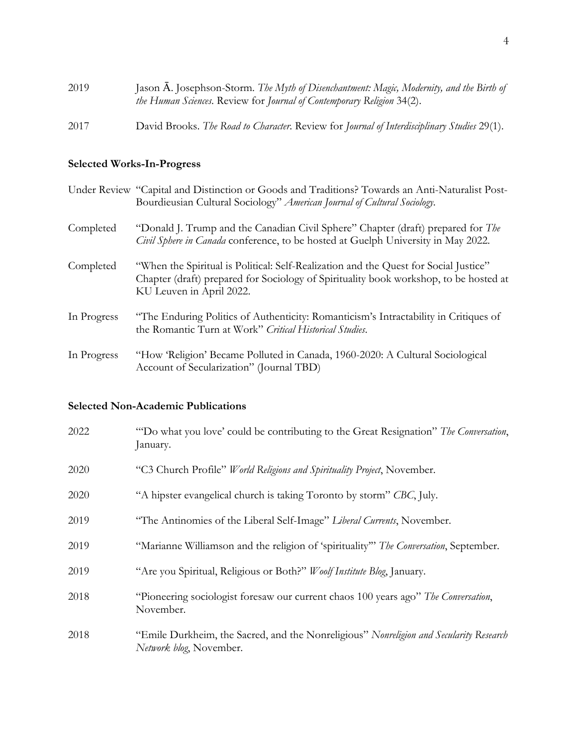2019 Jason Ā. Josephson-Storm. *The Myth of Disenchantment: Magic, Modernity, and the Birth of the Human Sciences*. Review for *Journal of Contemporary Religion* 34(2).

2017 David Brooks. *The Road to Character*. Review for *Journal of Interdisciplinary Studies* 29(1).

### Selected Works-In-Progress

Under Review "Capital and Distinction or Goods and Traditions? Towards an Anti-Naturalist Post-Bourdieusian Cultural Sociology" *American Journal of Cultural Sociology*.

Completed "Donald J. Trump and the Canadian Civil Sphere" Chapter (draft) prepared for *The Civil Sphere in Canada* conference, to be hosted at Guelph University in May 2022.

Completed "When the Spiritual is Political: Self-Realization and the Quest for Social Justice" Chapter (draft) prepared for Sociology of Spirituality book workshop, to be hosted at KU Leuven in April 2022.

In Progress "The Enduring Politics of Authenticity: Romanticism's Intractability in Critiques of the Romantic Turn at Work" *Critical Historical Studies*.

In Progress "How 'Religion' Became Polluted in Canada, 1960-2020: A Cultural Sociological Account of Secularization" (Journal TBD)

### Selected Non-Academic Publications

2022 "'Do what you love' could be contributing to the Great Resignation" *The Conversation*, January.

2020 "C3 Church Profile" *World Religions and Spirituality Project*, November.

2020 "A hipster evangelical church is taking Toronto by storm" *CBC*, July.

2019 "The Antinomies of the Liberal Self-Image" *Liberal Currents*, November.

2019 "Marianne Williamson and the religion of 'spirituality'" *The Conversation*, September.

2019 "Are you Spiritual, Religious or Both?" *Woolf Institute Blog*, January.

2018 "Pioneering sociologist foresaw our current chaos 100 years ago" *The Conversation*, November.

2018 "Emile Durkheim, the Sacred, and the Nonreligious" *Nonreligion and Secularity Research Network blog*, November.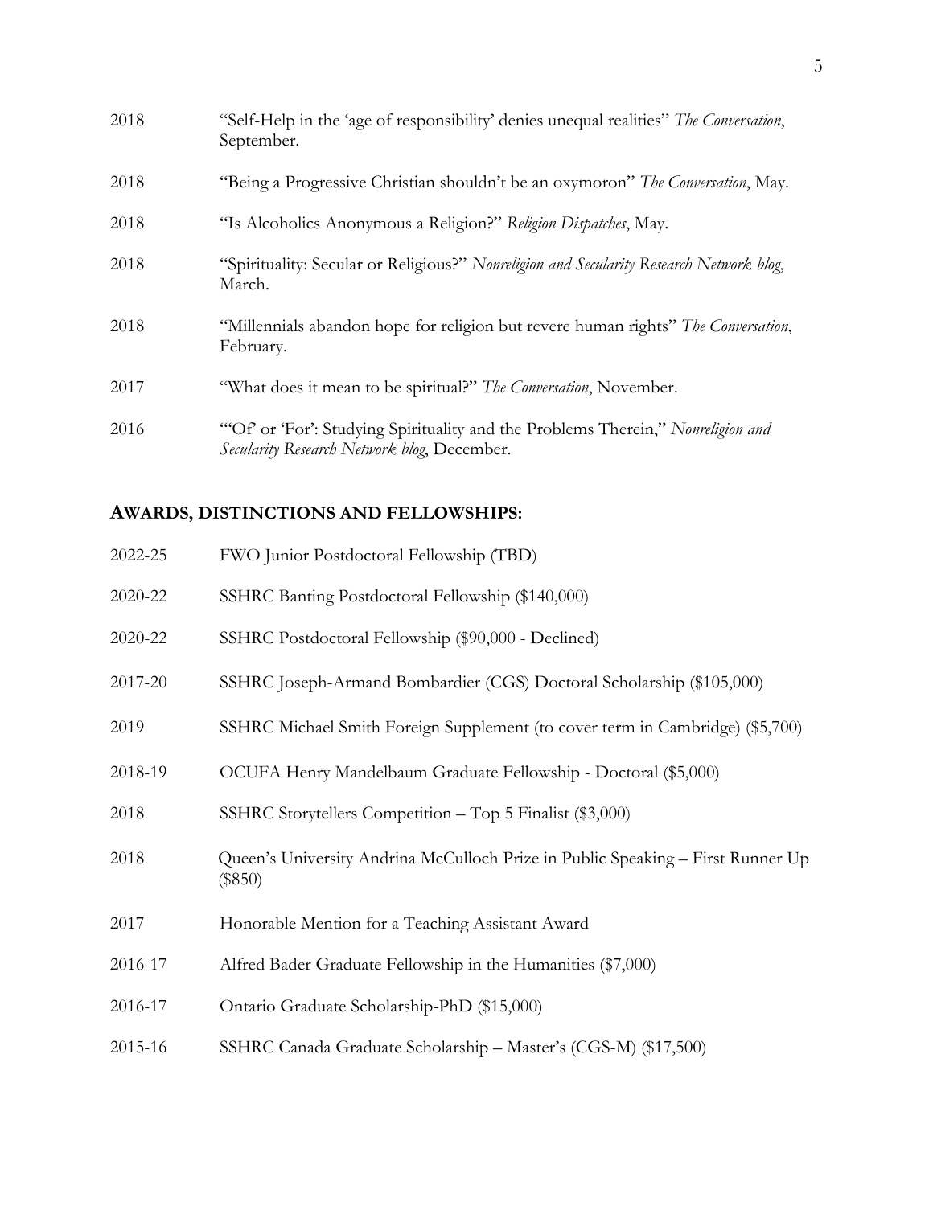2018 "Self-Help in the 'age of responsibility' denies unequal realities" *The Conversation*, September.

2018 "Being a Progressive Christian shouldn't be an oxymoron" *The Conversation*, May.

2018 "Is Alcoholics Anonymous a Religion?" *Religion Dispatches*, May.

2018 "Spirituality: Secular or Religious?" *Nonreligion and Secularity Research Network blog*, March.

2018 "Millennials abandon hope for religion but revere human rights" *The Conversation*, February.

2017 "What does it mean to be spiritual?" *The Conversation*, November.

2016 "'Of' or 'For': Studying Spirituality and the Problems Therein," *Nonreligion and Secularity Research Network blog*, December.

## AWARDS, DISTINCTIONS AND FELLOWSHIPS:

2022-25 FWO Junior Postdoctoral Fellowship (TBD)

2020-22 SSHRC Banting Postdoctoral Fellowship ($140,000)

2020-22 SSHRC Postdoctoral Fellowship ($90,000 - Declined)

2017-20 SSHRC Joseph-Armand Bombardier (CGS) Doctoral Scholarship ($105,000)

2019 SSHRC Michael Smith Foreign Supplement (to cover term in Cambridge) ($5,700)

2018-19 OCUFA Henry Mandelbaum Graduate Fellowship - Doctoral ($5,000)

2018 SSHRC Storytellers Competition – Top 5 Finalist ($3,000)

2018 Queen's University Andrina McCulloch Prize in Public Speaking – First Runner Up ($850)

2017 Honorable Mention for a Teaching Assistant Award

2016-17 Alfred Bader Graduate Fellowship in the Humanities ($7,000)

2016-17 Ontario Graduate Scholarship-PhD ($15,000)

2015-16 SSHRC Canada Graduate Scholarship – Master's (CGS-M) ($17,500)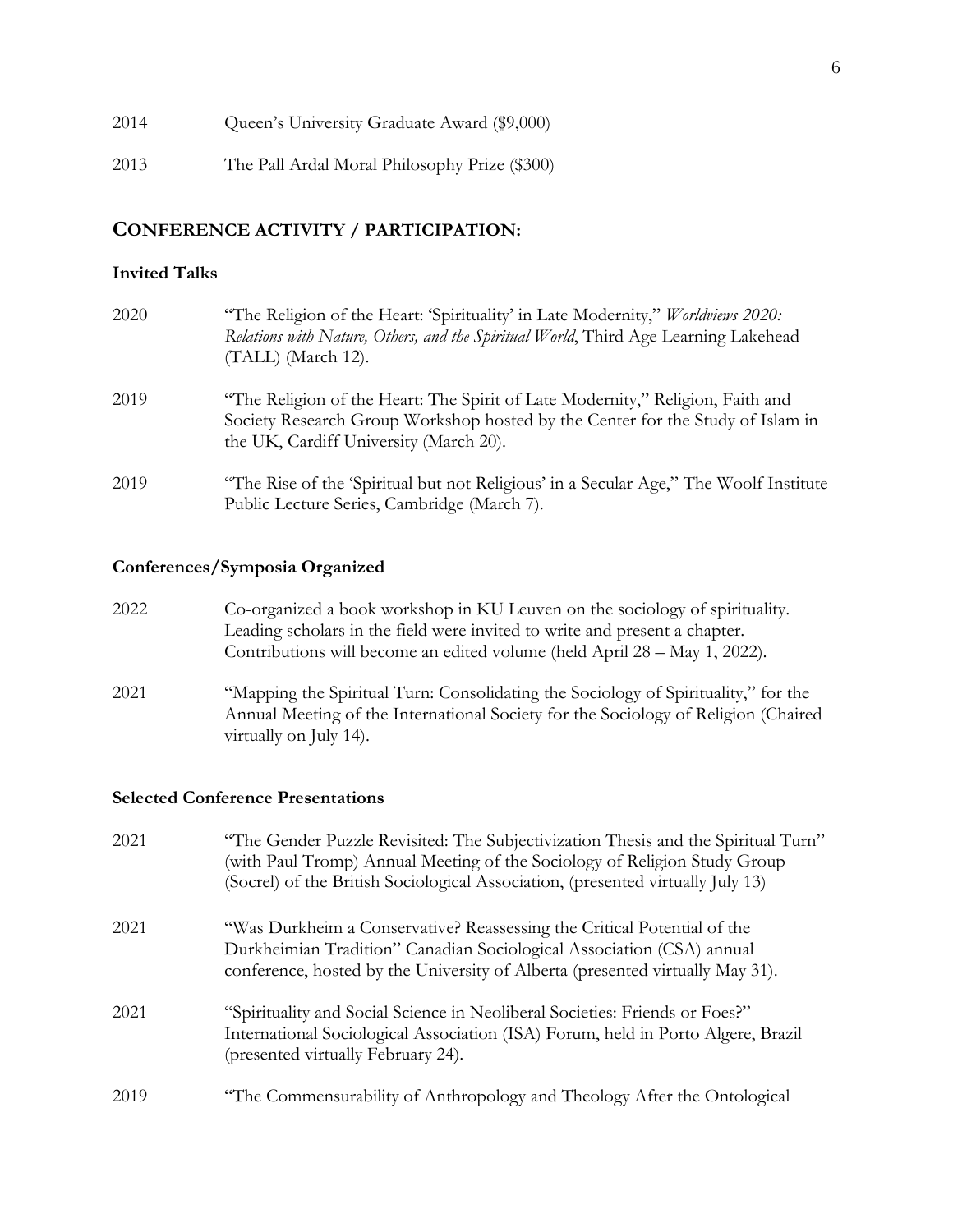2014 Queen's University Graduate Award ($9,000)

2013 The Pall Ardal Moral Philosophy Prize ($300)

## CONFERENCE ACTIVITY / PARTICIPATION:

### Invited Talks

2020 "The Religion of the Heart: 'Spirituality' in Late Modernity," *Worldviews 2020: Relations with Nature, Others, and the Spiritual World*, Third Age Learning Lakehead (TALL) (March 12).

2019 "The Religion of the Heart: The Spirit of Late Modernity," Religion, Faith and Society Research Group Workshop hosted by the Center for the Study of Islam in the UK, Cardiff University (March 20).

2019 "The Rise of the 'Spiritual but not Religious' in a Secular Age," The Woolf Institute Public Lecture Series, Cambridge (March 7).

### Conferences/Symposia Organized

2022 Co-organized a book workshop in KU Leuven on the sociology of spirituality. Leading scholars in the field were invited to write and present a chapter. Contributions will become an edited volume (held April 28 – May 1, 2022).

2021 "Mapping the Spiritual Turn: Consolidating the Sociology of Spirituality," for the Annual Meeting of the International Society for the Sociology of Religion (Chaired virtually on July 14).

### Selected Conference Presentations

2021 "The Gender Puzzle Revisited: The Subjectivization Thesis and the Spiritual Turn" (with Paul Tromp) Annual Meeting of the Sociology of Religion Study Group (Socrel) of the British Sociological Association, (presented virtually July 13)

2021 "Was Durkheim a Conservative? Reassessing the Critical Potential of the Durkheimian Tradition" Canadian Sociological Association (CSA) annual conference, hosted by the University of Alberta (presented virtually May 31).

2021 "Spirituality and Social Science in Neoliberal Societies: Friends or Foes?" International Sociological Association (ISA) Forum, held in Porto Algere, Brazil (presented virtually February 24).

2019 "The Commensurability of Anthropology and Theology After the Ontological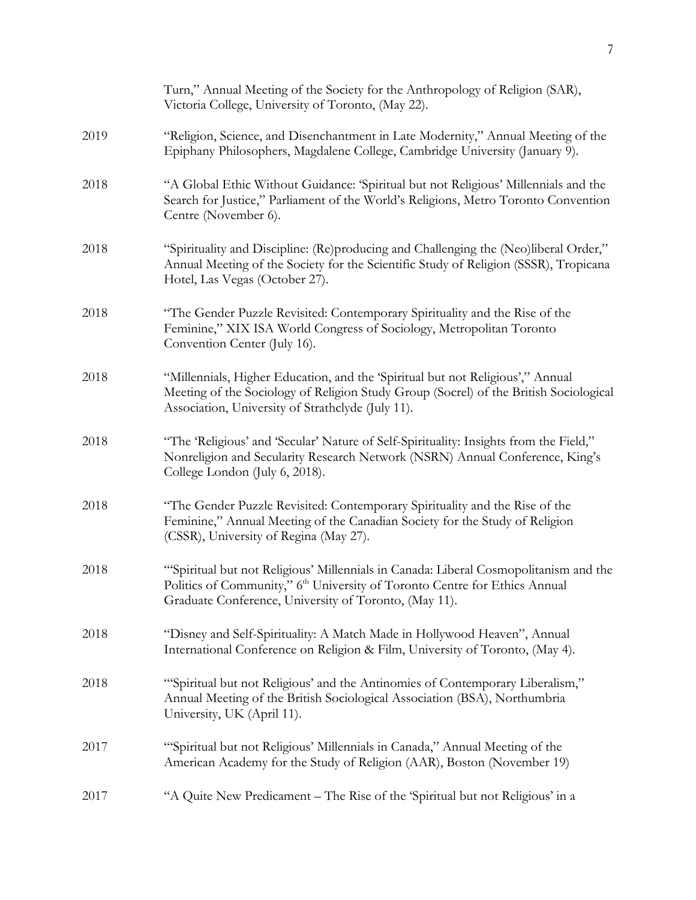Turn," Annual Meeting of the Society for the Anthropology of Religion (SAR), Victoria College, University of Toronto, (May 22).

2019 "Religion, Science, and Disenchantment in Late Modernity," Annual Meeting of the Epiphany Philosophers, Magdalene College, Cambridge University (January 9).

2018 "A Global Ethic Without Guidance: 'Spiritual but not Religious' Millennials and the Search for Justice," Parliament of the World's Religions, Metro Toronto Convention Centre (November 6).

2018 "Spirituality and Discipline: (Re)producing and Challenging the (Neo)liberal Order," Annual Meeting of the Society for the Scientific Study of Religion (SSSR), Tropicana Hotel, Las Vegas (October 27).

2018 "The Gender Puzzle Revisited: Contemporary Spirituality and the Rise of the Feminine," XIX ISA World Congress of Sociology, Metropolitan Toronto Convention Center (July 16).

2018 "Millennials, Higher Education, and the 'Spiritual but not Religious'," Annual Meeting of the Sociology of Religion Study Group (Socrel) of the British Sociological Association, University of Strathclyde (July 11).

2018 "The 'Religious' and 'Secular' Nature of Self-Spirituality: Insights from the Field," Nonreligion and Secularity Research Network (NSRN) Annual Conference, King's College London (July 6, 2018).

2018 "The Gender Puzzle Revisited: Contemporary Spirituality and the Rise of the Feminine," Annual Meeting of the Canadian Society for the Study of Religion (CSSR), University of Regina (May 27).

2018 "'Spiritual but not Religious' Millennials in Canada: Liberal Cosmopolitanism and the Politics of Community," 6th University of Toronto Centre for Ethics Annual Graduate Conference, University of Toronto, (May 11).

2018 "Disney and Self-Spirituality: A Match Made in Hollywood Heaven", Annual International Conference on Religion & Film, University of Toronto, (May 4).

2018 "'Spiritual but not Religious' and the Antinomies of Contemporary Liberalism," Annual Meeting of the British Sociological Association (BSA), Northumbria University, UK (April 11).

2017 "'Spiritual but not Religious' Millennials in Canada," Annual Meeting of the American Academy for the Study of Religion (AAR), Boston (November 19)

2017 "A Quite New Predicament – The Rise of the 'Spiritual but not Religious' in a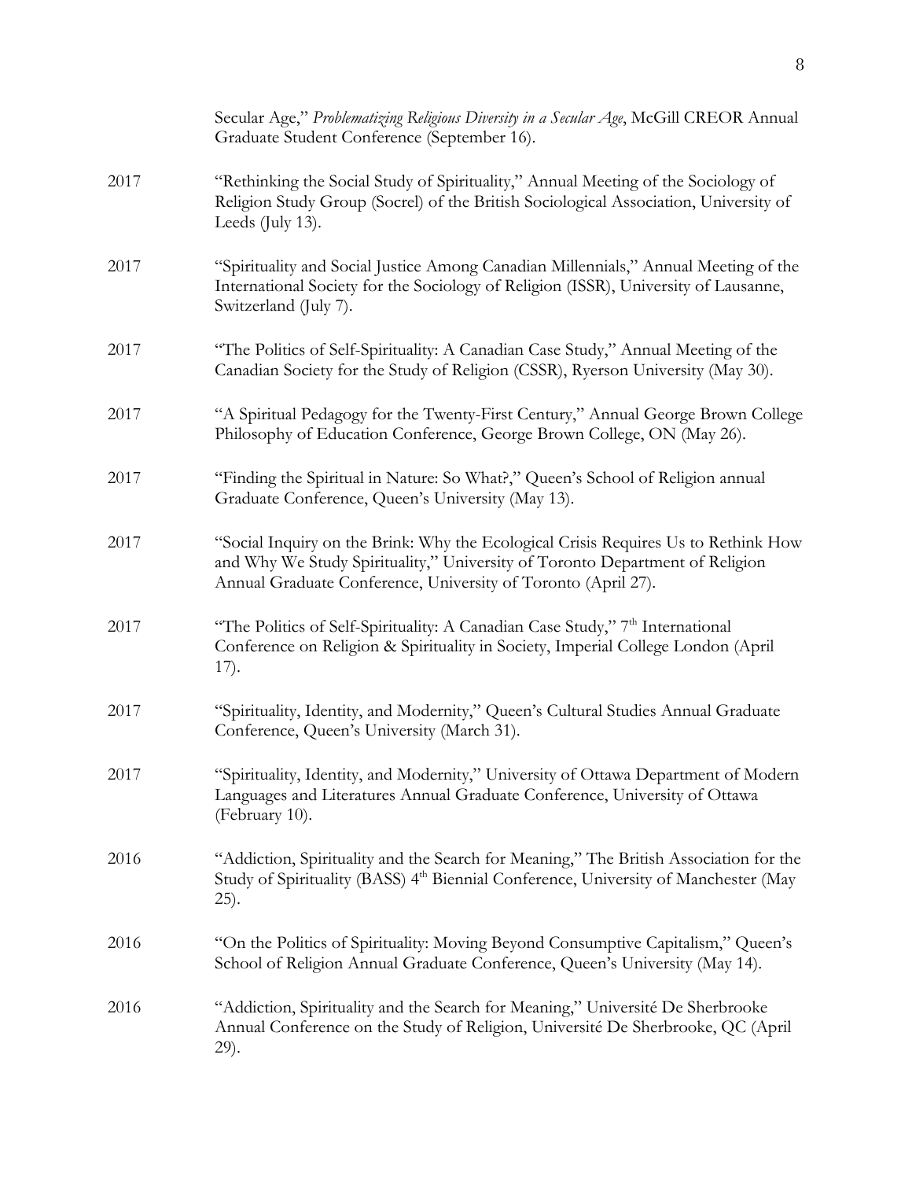Secular Age," *Problematizing Religious Diversity in a Secular Age*, McGill CREOR Annual Graduate Student Conference (September 16).

2017 "Rethinking the Social Study of Spirituality," Annual Meeting of the Sociology of Religion Study Group (Socrel) of the British Sociological Association, University of Leeds (July 13).

2017 "Spirituality and Social Justice Among Canadian Millennials," Annual Meeting of the International Society for the Sociology of Religion (ISSR), University of Lausanne, Switzerland (July 7).

2017 "The Politics of Self-Spirituality: A Canadian Case Study," Annual Meeting of the Canadian Society for the Study of Religion (CSSR), Ryerson University (May 30).

2017 "A Spiritual Pedagogy for the Twenty-First Century," Annual George Brown College Philosophy of Education Conference, George Brown College, ON (May 26).

2017 "Finding the Spiritual in Nature: So What?," Queen's School of Religion annual Graduate Conference, Queen's University (May 13).

2017 "Social Inquiry on the Brink: Why the Ecological Crisis Requires Us to Rethink How and Why We Study Spirituality," University of Toronto Department of Religion Annual Graduate Conference, University of Toronto (April 27).

2017 "The Politics of Self-Spirituality: A Canadian Case Study," 7th International Conference on Religion & Spirituality in Society, Imperial College London (April 17).

2017 "Spirituality, Identity, and Modernity," Queen's Cultural Studies Annual Graduate Conference, Queen's University (March 31).

2017 "Spirituality, Identity, and Modernity," University of Ottawa Department of Modern Languages and Literatures Annual Graduate Conference, University of Ottawa (February 10).

2016 "Addiction, Spirituality and the Search for Meaning," The British Association for the Study of Spirituality (BASS) 4th Biennial Conference, University of Manchester (May 25).

2016 "On the Politics of Spirituality: Moving Beyond Consumptive Capitalism," Queen's School of Religion Annual Graduate Conference, Queen's University (May 14).

2016 "Addiction, Spirituality and the Search for Meaning," Université De Sherbrooke Annual Conference on the Study of Religion, Université De Sherbrooke, QC (April 29).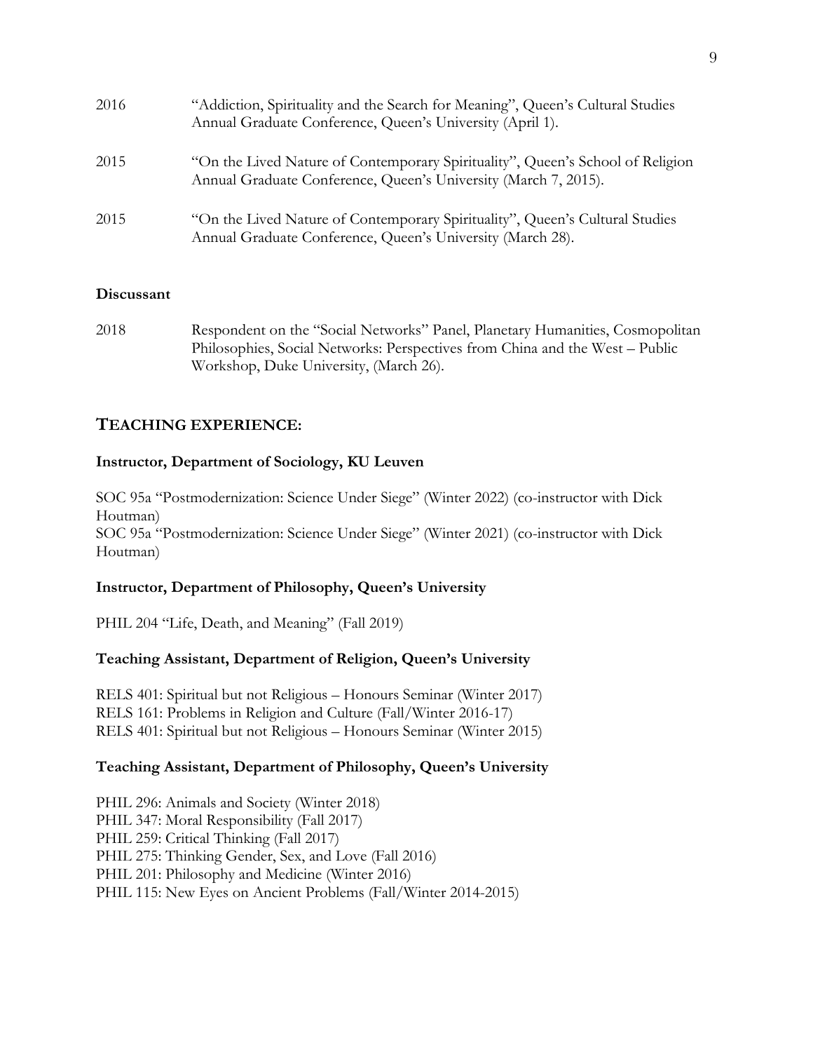2016 "Addiction, Spirituality and the Search for Meaning", Queen's Cultural Studies Annual Graduate Conference, Queen's University (April 1).

2015 "On the Lived Nature of Contemporary Spirituality", Queen's School of Religion Annual Graduate Conference, Queen's University (March 7, 2015).

2015 "On the Lived Nature of Contemporary Spirituality", Queen's Cultural Studies Annual Graduate Conference, Queen's University (March 28).

**Discussant**

2018 Respondent on the "Social Networks" Panel, Planetary Humanities, Cosmopolitan Philosophies, Social Networks: Perspectives from China and the West – Public Workshop, Duke University, (March 26).

## TEACHING EXPERIENCE:

**Instructor, Department of Sociology, KU Leuven**

SOC 95a "Postmodernization: Science Under Siege" (Winter 2022) (co-instructor with Dick Houtman)
SOC 95a "Postmodernization: Science Under Siege" (Winter 2021) (co-instructor with Dick Houtman)

**Instructor, Department of Philosophy, Queen's University**

PHIL 204 "Life, Death, and Meaning" (Fall 2019)

**Teaching Assistant, Department of Religion, Queen's University**

RELS 401: Spiritual but not Religious – Honours Seminar (Winter 2017)
RELS 161: Problems in Religion and Culture (Fall/Winter 2016-17)
RELS 401: Spiritual but not Religious – Honours Seminar (Winter 2015)

**Teaching Assistant, Department of Philosophy, Queen's University**

PHIL 296: Animals and Society (Winter 2018)
PHIL 347: Moral Responsibility (Fall 2017)
PHIL 259: Critical Thinking (Fall 2017)
PHIL 275: Thinking Gender, Sex, and Love (Fall 2016)
PHIL 201: Philosophy and Medicine (Winter 2016)
PHIL 115: New Eyes on Ancient Problems (Fall/Winter 2014-2015)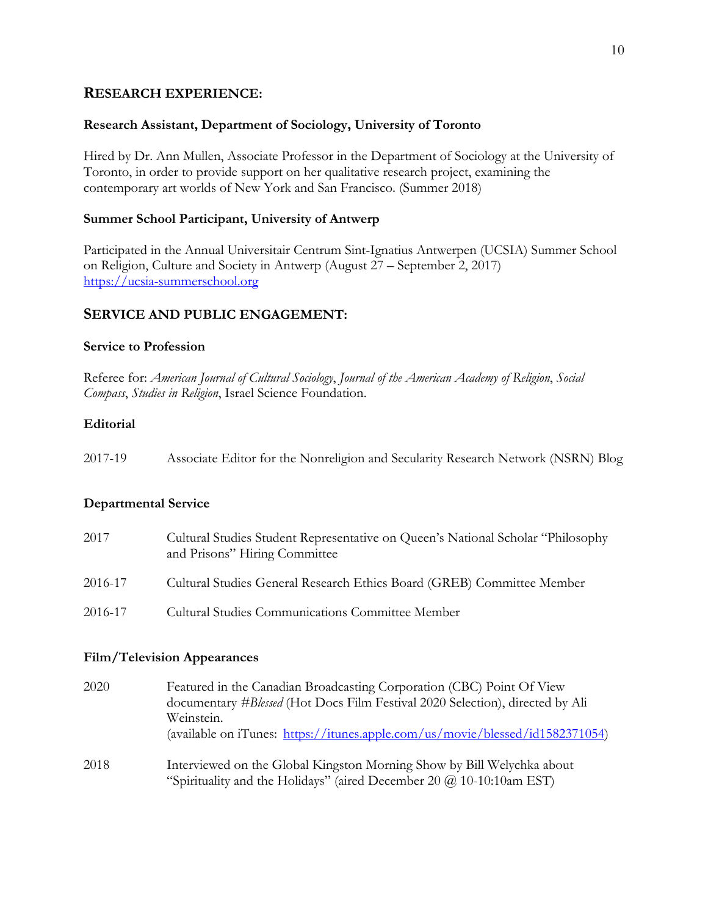## RESEARCH EXPERIENCE:

### Research Assistant, Department of Sociology, University of Toronto

Hired by Dr. Ann Mullen, Associate Professor in the Department of Sociology at the University of Toronto, in order to provide support on her qualitative research project, examining the contemporary art worlds of New York and San Francisco. (Summer 2018)

### Summer School Participant, University of Antwerp

Participated in the Annual Universitair Centrum Sint-Ignatius Antwerpen (UCSIA) Summer School on Religion, Culture and Society in Antwerp (August 27 – September 2, 2017)
https://ucsia-summerschool.org

## SERVICE AND PUBLIC ENGAGEMENT:

### Service to Profession

Referee for: *American Journal of Cultural Sociology*, *Journal of the American Academy of Religion*, *Social Compass*, *Studies in Religion*, Israel Science Foundation.

### Editorial

2017-19 Associate Editor for the Nonreligion and Secularity Research Network (NSRN) Blog

### Departmental Service

2017 Cultural Studies Student Representative on Queen's National Scholar "Philosophy and Prisons" Hiring Committee

2016-17 Cultural Studies General Research Ethics Board (GREB) Committee Member

2016-17 Cultural Studies Communications Committee Member

### Film/Television Appearances

2020 Featured in the Canadian Broadcasting Corporation (CBC) Point Of View documentary #*Blessed* (Hot Docs Film Festival 2020 Selection), directed by Ali Weinstein.
(available on iTunes: https://itunes.apple.com/us/movie/blessed/id1582371054)

2018 Interviewed on the Global Kingston Morning Show by Bill Welychka about "Spirituality and the Holidays" (aired December 20 @ 10-10:10am EST)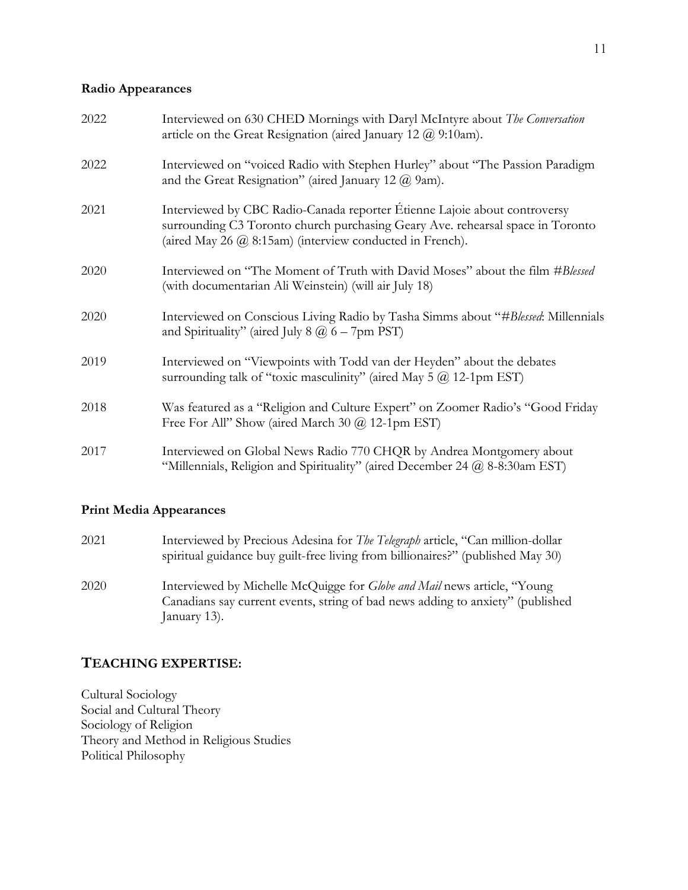### Radio Appearances

2022 Interviewed on 630 CHED Mornings with Daryl McIntyre about *The Conversation* article on the Great Resignation (aired January 12 @ 9:10am).

2022 Interviewed on "voiced Radio with Stephen Hurley" about "The Passion Paradigm and the Great Resignation" (aired January 12 @ 9am).

2021 Interviewed by CBC Radio-Canada reporter Étienne Lajoie about controversy surrounding C3 Toronto church purchasing Geary Ave. rehearsal space in Toronto (aired May 26 @ 8:15am) (interview conducted in French).

2020 Interviewed on "The Moment of Truth with David Moses" about the film *#Blessed* (with documentarian Ali Weinstein) (will air July 18)

2020 Interviewed on Conscious Living Radio by Tasha Simms about "*#Blessed*: Millennials and Spirituality" (aired July 8 @ 6 – 7pm PST)

2019 Interviewed on "Viewpoints with Todd van der Heyden" about the debates surrounding talk of "toxic masculinity" (aired May 5 @ 12-1pm EST)

2018 Was featured as a "Religion and Culture Expert" on Zoomer Radio's "Good Friday Free For All" Show (aired March 30 @ 12-1pm EST)

2017 Interviewed on Global News Radio 770 CHQR by Andrea Montgomery about "Millennials, Religion and Spirituality" (aired December 24 @ 8-8:30am EST)

### Print Media Appearances

2021 Interviewed by Precious Adesina for *The Telegraph* article, "Can million-dollar spiritual guidance buy guilt-free living from billionaires?" (published May 30)

2020 Interviewed by Michelle McQuigge for *Globe and Mail* news article, "Young Canadians say current events, string of bad news adding to anxiety" (published January 13).

## TEACHING EXPERTISE:

Cultural Sociology
Social and Cultural Theory
Sociology of Religion
Theory and Method in Religious Studies
Political Philosophy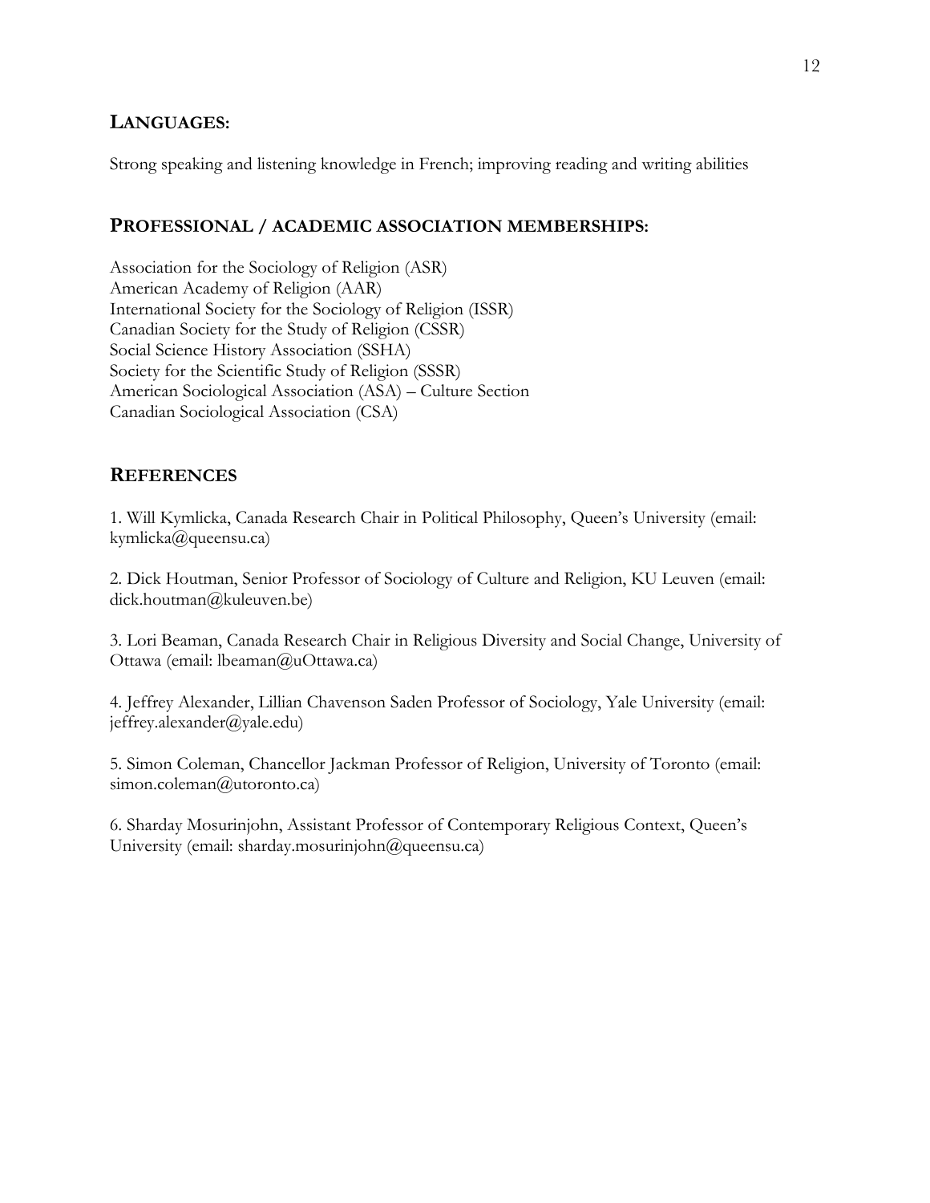## LANGUAGES:

Strong speaking and listening knowledge in French; improving reading and writing abilities

## PROFESSIONAL / ACADEMIC ASSOCIATION MEMBERSHIPS:

Association for the Sociology of Religion (ASR)
American Academy of Religion (AAR)
International Society for the Sociology of Religion (ISSR)
Canadian Society for the Study of Religion (CSSR)
Social Science History Association (SSHA)
Society for the Scientific Study of Religion (SSSR)
American Sociological Association (ASA) – Culture Section
Canadian Sociological Association (CSA)

## REFERENCES

1. Will Kymlicka, Canada Research Chair in Political Philosophy, Queen's University (email: kymlicka@queensu.ca)

2. Dick Houtman, Senior Professor of Sociology of Culture and Religion, KU Leuven (email: dick.houtman@kuleuven.be)

3. Lori Beaman, Canada Research Chair in Religious Diversity and Social Change, University of Ottawa (email: lbeaman@uOttawa.ca)

4. Jeffrey Alexander, Lillian Chavenson Saden Professor of Sociology, Yale University (email: jeffrey.alexander@yale.edu)

5. Simon Coleman, Chancellor Jackman Professor of Religion, University of Toronto (email: simon.coleman@utoronto.ca)

6. Sharday Mosurinjohn, Assistant Professor of Contemporary Religious Context, Queen's University (email: sharday.mosurinjohn@queensu.ca)